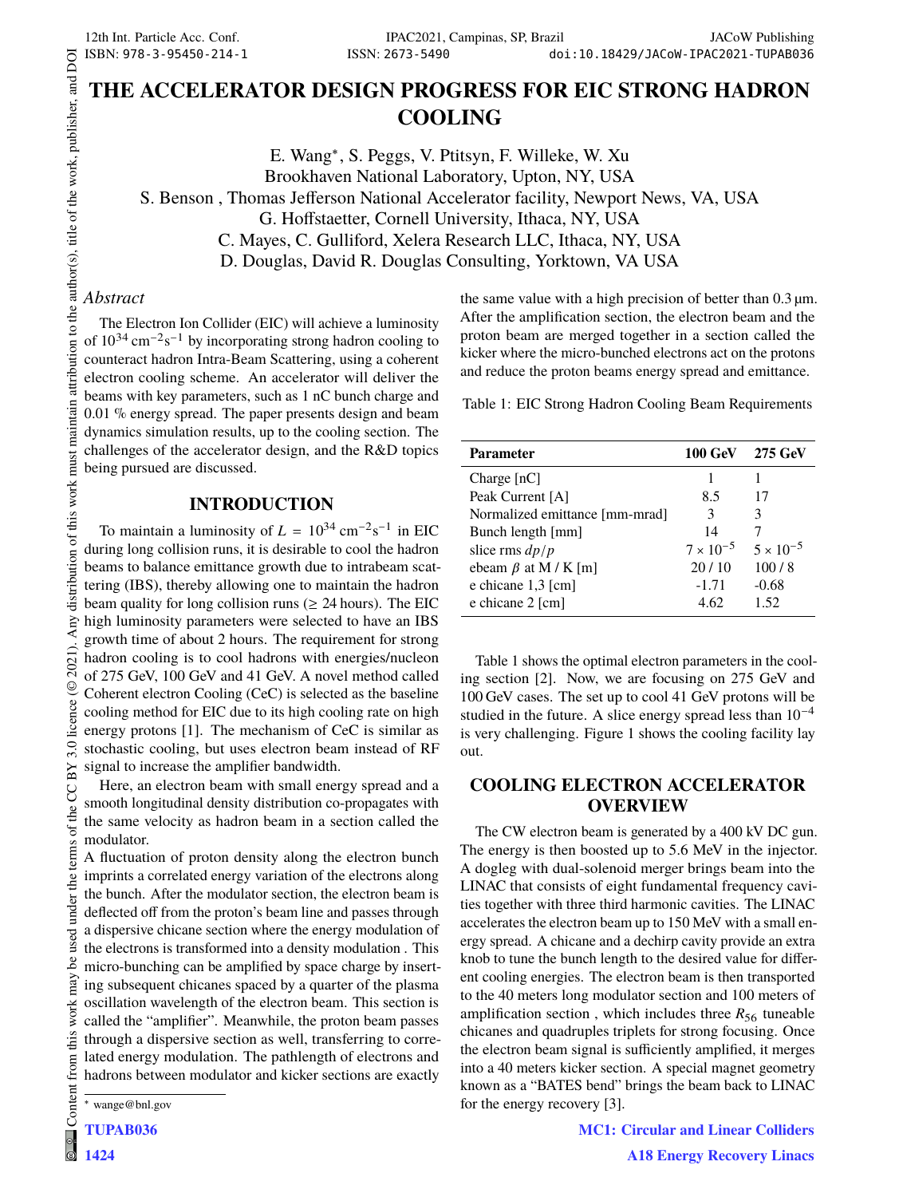# THE ACCELERATOR DESIGN PROGRESS FOR EIC STRONG HADRON COOLING

E. Wang*, S. Peggs, V. Ptitsyn, F. Willeke, W. Xu
Brookhaven National Laboratory, Upton, NY, USA
S. Benson , Thomas Jefferson National Accelerator facility, Newport News, VA, USA
G. Hoffstaetter, Cornell University, Ithaca, NY, USA
C. Mayes, C. Gulliford, Xelera Research LLC, Ithaca, NY, USA
D. Douglas, David R. Douglas Consulting, Yorktown, VA USA

## Abstract

The Electron Ion Collider (EIC) will achieve a luminosity of $10^{34}\,\mathrm{cm^{-2}s^{-1}}$ by incorporating strong hadron cooling to counteract hadron Intra-Beam Scattering, using a coherent electron cooling scheme. An accelerator will deliver the beams with key parameters, such as 1 nC bunch charge and 0.01 % energy spread. The paper presents design and beam dynamics simulation results, up to the cooling section. The challenges of the accelerator design, and the R&D topics being pursued are discussed.

## INTRODUCTION

To maintain a luminosity of $L = 10^{34}\,\mathrm{cm^{-2}s^{-1}}$ in EIC during long collision runs, it is desirable to cool the hadron beams to balance emittance growth due to intrabeam scattering (IBS), thereby allowing one to maintain the hadron beam quality for long collision runs (≥ 24 hours). The EIC high luminosity parameters were selected to have an IBS growth time of about 2 hours. The requirement for strong hadron cooling is to cool hadrons with energies/nucleon of 275 GeV, 100 GeV and 41 GeV. A novel method called Coherent electron Cooling (CeC) is selected as the baseline cooling method for EIC due to its high cooling rate on high energy protons [1]. The mechanism of CeC is similar as stochastic cooling, but uses electron beam instead of RF signal to increase the amplifier bandwidth.

Here, an electron beam with small energy spread and a smooth longitudinal density distribution co-propagates with the same velocity as hadron beam in a section called the modulator.

A fluctuation of proton density along the electron bunch imprints a correlated energy variation of the electrons along the bunch. After the modulator section, the electron beam is deflected off from the proton's beam line and passes through a dispersive chicane section where the energy modulation of the electrons is transformed into a density modulation . This micro-bunching can be amplified by space charge by inserting subsequent chicanes spaced by a quarter of the plasma oscillation wavelength of the electron beam. This section is called the "amplifier". Meanwhile, the proton beam passes through a dispersive section as well, transferring to correlated energy modulation. The pathlength of electrons and hadrons between modulator and kicker sections are exactly the same value with a high precision of better than 0.3 μm. After the amplification section, the electron beam and the proton beam are merged together in a section called the kicker where the micro-bunched electrons act on the protons and reduce the proton beams energy spread and emittance.

Table 1: EIC Strong Hadron Cooling Beam Requirements

| Parameter | 100 GeV | 275 GeV |
|---|---|---|
| Charge [nC] | 1 | 1 |
| Peak Current [A] | 8.5 | 17 |
| Normalized emittance [mm-mrad] | 3 | 3 |
| Bunch length [mm] | 14 | 7 |
| slice rms $dp/p$ | $7 \times 10^{-5}$ | $5 \times 10^{-5}$ |
| ebeam $\beta$ at M / K [m] | 20 / 10 | 100 / 8 |
| e chicane 1,3 [cm] | -1.71 | -0.68 |
| e chicane 2 [cm] | 4.62 | 1.52 |

Table 1 shows the optimal electron parameters in the cooling section [2]. Now, we are focusing on 275 GeV and 100 GeV cases. The set up to cool 41 GeV protons will be studied in the future. A slice energy spread less than $10^{-4}$ is very challenging. Figure 1 shows the cooling facility lay out.

## COOLING ELECTRON ACCELERATOR OVERVIEW

The CW electron beam is generated by a 400 kV DC gun. The energy is then boosted up to 5.6 MeV in the injector. A dogleg with dual-solenoid merger brings beam into the LINAC that consists of eight fundamental frequency cavities together with three third harmonic cavities. The LINAC accelerates the electron beam up to 150 MeV with a small energy spread. A chicane and a dechirp cavity provide an extra knob to tune the bunch length to the desired value for different cooling energies. The electron beam is then transported to the 40 meters long modulator section and 100 meters of amplification section , which includes three $R_{56}$ tuneable chicanes and quadruples triplets for strong focusing. Once the electron beam signal is sufficiently amplified, it merges into a 40 meters kicker section. A special magnet geometry known as a "BATES bend" brings the beam back to LINAC for the energy recovery [3].

* wange@bnl.gov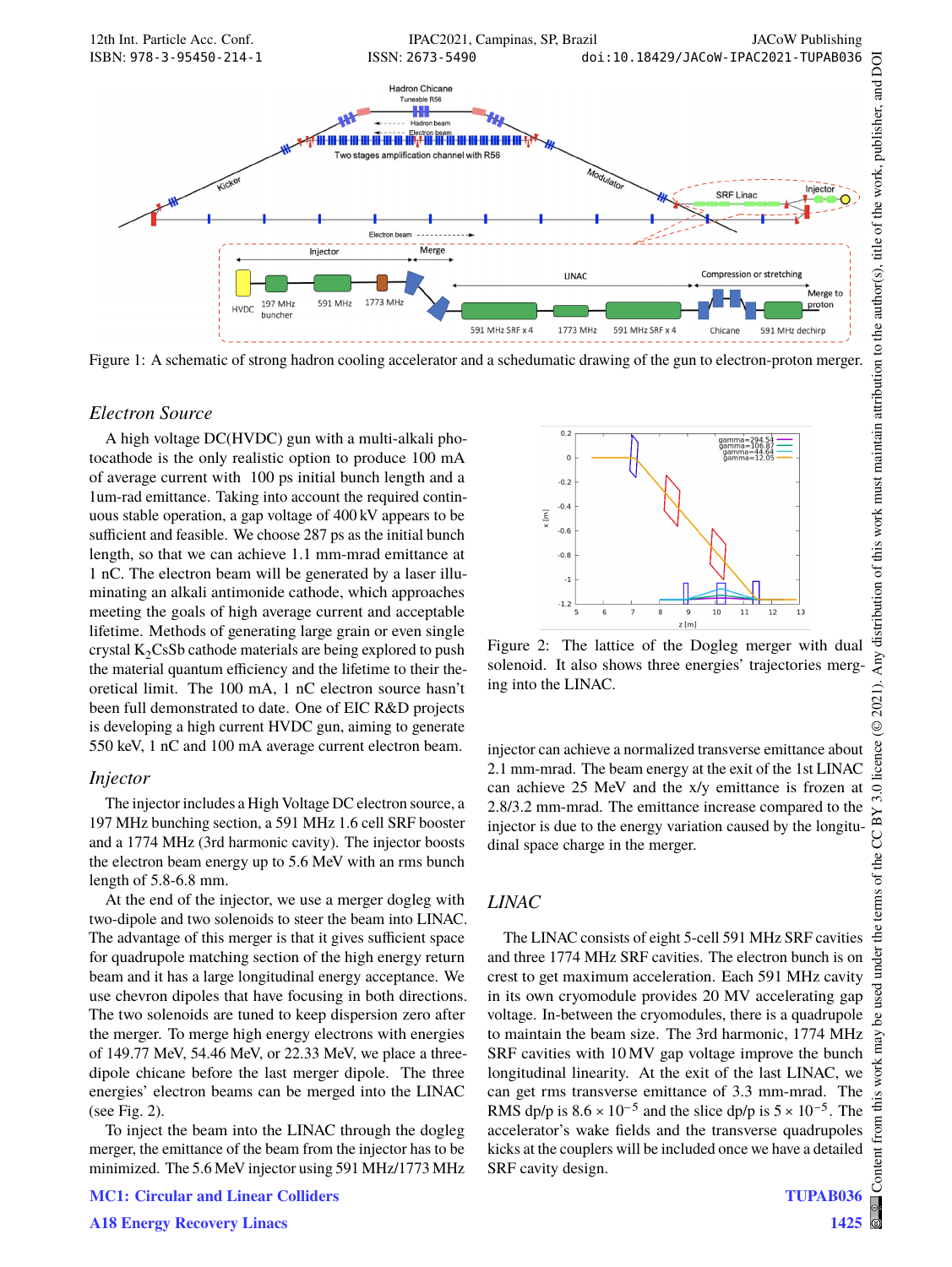Figure 1: A schematic of strong hadron cooling accelerator and a schedumatic drawing of the gun to electron-proton merger.

### Electron Source

A high voltage DC(HVDC) gun with a multi-alkali photocathode is the only realistic option to produce 100 mA of average current with 100 ps initial bunch length and a 1um-rad emittance. Taking into account the required continuous stable operation, a gap voltage of 400 kV appears to be sufficient and feasible. We choose 287 ps as the initial bunch length, so that we can achieve 1.1 mm-mrad emittance at 1 nC. The electron beam will be generated by a laser illuminating an alkali antimonide cathode, which approaches meeting the goals of high average current and acceptable lifetime. Methods of generating large grain or even single crystal $K_2CsSb$ cathode materials are being explored to push the material quantum efficiency and the lifetime to their theoretical limit. The 100 mA, 1 nC electron source hasn't been full demonstrated to date. One of EIC R&D projects is developing a high current HVDC gun, aiming to generate 550 keV, 1 nC and 100 mA average current electron beam.

### Injector

The injector includes a High Voltage DC electron source, a 197 MHz bunching section, a 591 MHz 1.6 cell SRF booster and a 1774 MHz (3rd harmonic cavity). The injector boosts the electron beam energy up to 5.6 MeV with an rms bunch length of 5.8-6.8 mm.

At the end of the injector, we use a merger dogleg with two-dipole and two solenoids to steer the beam into LINAC. The advantage of this merger is that it gives sufficient space for quadrupole matching section of the high energy return beam and it has a large longitudinal energy acceptance. We use chevron dipoles that have focusing in both directions. The two solenoids are tuned to keep dispersion zero after the merger. To merge high energy electrons with energies of 149.77 MeV, 54.46 MeV, or 22.33 MeV, we place a three-dipole chicane before the last merger dipole. The three energies' electron beams can be merged into the LINAC (see Fig. 2).

To inject the beam into the LINAC through the dogleg merger, the emittance of the beam from the injector has to be minimized. The 5.6 MeV injector using 591 MHz/1773 MHz injector can achieve a normalized transverse emittance about 2.1 mm-mrad. The beam energy at the exit of the 1st LINAC can achieve 25 MeV and the x/y emittance is frozen at 2.8/3.2 mm-mrad. The emittance increase compared to the injector is due to the energy variation caused by the longitudinal space charge in the merger.

Figure 2: The lattice of the Dogleg merger with dual solenoid. It also shows three energies' trajectories merging into the LINAC.

### LINAC

The LINAC consists of eight 5-cell 591 MHz SRF cavities and three 1774 MHz SRF cavities. The electron bunch is on crest to get maximum acceleration. Each 591 MHz cavity in its own cryomodule provides 20 MV accelerating gap voltage. In-between the cryomodules, there is a quadrupole to maintain the beam size. The 3rd harmonic, 1774 MHz SRF cavities with 10 MV gap voltage improve the bunch longitudinal linearity. At the exit of the last LINAC, we can get rms transverse emittance of 3.3 mm-mrad. The RMS dp/p is $8.6 \times 10^{-5}$ and the slice dp/p is $5 \times 10^{-5}$. The accelerator's wake fields and the transverse quadrupoles kicks at the couplers will be included once we have a detailed SRF cavity design.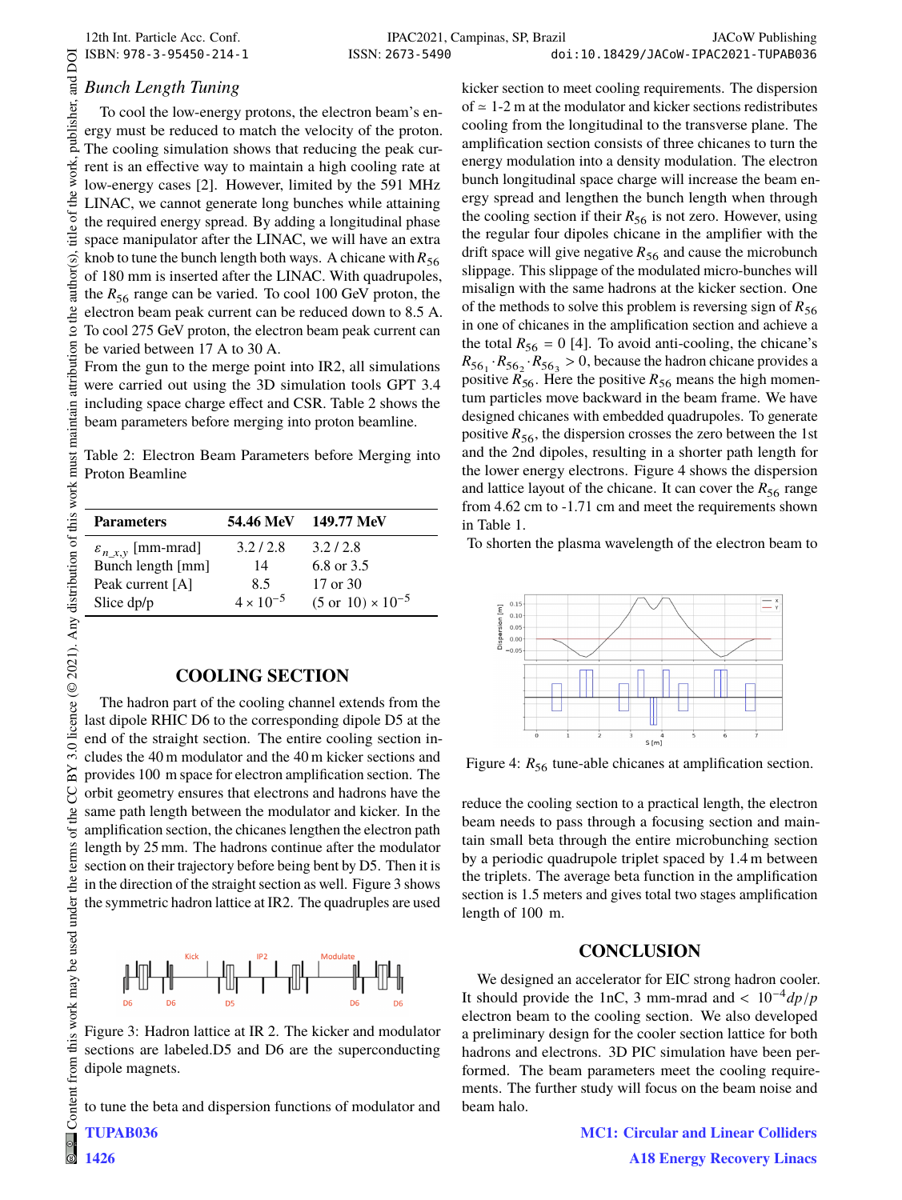### *Bunch Length Tuning*

To cool the low-energy protons, the electron beam's energy must be reduced to match the velocity of the proton. The cooling simulation shows that reducing the peak current is an effective way to maintain a high cooling rate at low-energy cases [2]. However, limited by the 591 MHz LINAC, we cannot generate long bunches while attaining the required energy spread. By adding a longitudinal phase space manipulator after the LINAC, we will have an extra knob to tune the bunch length both ways. A chicane with $R_{56}$ of 180 mm is inserted after the LINAC. With quadrupoles, the $R_{56}$ range can be varied. To cool 100 GeV proton, the electron beam peak current can be reduced down to 8.5 A. To cool 275 GeV proton, the electron beam peak current can be varied between 17 A to 30 A.

From the gun to the merge point into IR2, all simulations were carried out using the 3D simulation tools GPT 3.4 including space charge effect and CSR. Table 2 shows the beam parameters before merging into proton beamline.

Table 2: Electron Beam Parameters before Merging into Proton Beamline

| Parameters | 54.46 MeV | 149.77 MeV |
|---|---|---|
| $\varepsilon_{n\_x,y}$ [mm-mrad] | 3.2 / 2.8 | 3.2 / 2.8 |
| Bunch length [mm] | 14 | 6.8 or 3.5 |
| Peak current [A] | 8.5 | 17 or 30 |
| Slice dp/p | $4 \times 10^{-5}$ | (5 or 10) $\times 10^{-5}$ |

## COOLING SECTION

The hadron part of the cooling channel extends from the last dipole RHIC D6 to the corresponding dipole D5 at the end of the straight section. The entire cooling section includes the 40 m modulator and the 40 m kicker sections and provides 100 m space for electron amplification section. The orbit geometry ensures that electrons and hadrons have the same path length between the modulator and kicker. In the amplification section, the chicanes lengthen the electron path length by 25 mm. The hadrons continue after the modulator section on their trajectory before being bent by D5. Then it is in the direction of the straight section as well. Figure 3 shows the symmetric hadron lattice at IR2. The quadruples are used to tune the beta and dispersion functions of modulator and kicker section to meet cooling requirements. The dispersion of ≃ 1-2 m at the modulator and kicker sections redistributes cooling from the longitudinal to the transverse plane. The amplification section consists of three chicanes to turn the energy modulation into a density modulation. The electron bunch longitudinal space charge will increase the beam energy spread and lengthen the bunch length when through the cooling section if their $R_{56}$ is not zero. However, using the regular four dipoles chicane in the amplifier with the drift space will give negative $R_{56}$ and cause the microbunch slippage. This slippage of the modulated micro-bunches will misalign with the same hadrons at the kicker section. One of the methods to solve this problem is reversing sign of $R_{56}$ in one of chicanes in the amplification section and achieve a the total $R_{56} = 0$ [4]. To avoid anti-cooling, the chicane's $R_{56_1} \cdot R_{56_2} \cdot R_{56_3} > 0$, because the hadron chicane provides a positive $R_{56}$. Here the positive $R_{56}$ means the high momentum particles move backward in the beam frame. We have designed chicanes with embedded quadrupoles. To generate positive $R_{56}$, the dispersion crosses the zero between the 1st and the 2nd dipoles, resulting in a shorter path length for the lower energy electrons. Figure 4 shows the dispersion and lattice layout of the chicane. It can cover the $R_{56}$ range from 4.62 cm to -1.71 cm and meet the requirements shown in Table 1.

Figure 3: Hadron lattice at IR 2. The kicker and modulator sections are labeled.D5 and D6 are the superconducting dipole magnets.

To shorten the plasma wavelength of the electron beam to reduce the cooling section to a practical length, the electron beam needs to pass through a focusing section and maintain small beta through the entire microbunching section by a periodic quadrupole triplet spaced by 1.4 m between the triplets. The average beta function in the amplification section is 1.5 meters and gives total two stages amplification length of 100 m.

Figure 4: $R_{56}$ tune-able chicanes at amplification section.

## CONCLUSION

We designed an accelerator for EIC strong hadron cooler. It should provide the 1nC, 3 mm-mrad and $< 10^{-4} dp/p$ electron beam to the cooling section. We also developed a preliminary design for the cooler section lattice for both hadrons and electrons. 3D PIC simulation have been performed. The beam parameters meet the cooling requirements. The further study will focus on the beam noise and beam halo.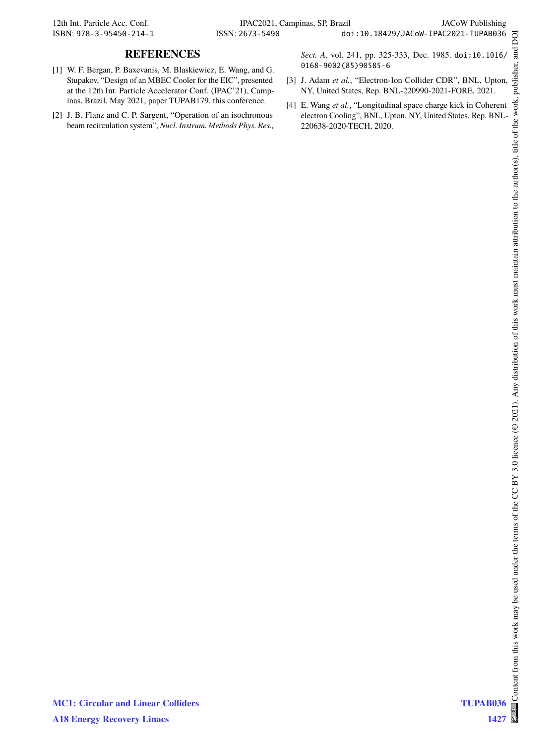## REFERENCES

[1] W. F. Bergan, P. Baxevanis, M. Blaskiewicz, E. Wang, and G. Stupakov, "Design of an MBEC Cooler for the EIC", presented at the 12th Int. Particle Accelerator Conf. (IPAC'21), Campinas, Brazil, May 2021, paper TUPAB179, this conference.

[2] J. B. Flanz and C. P. Sargent, "Operation of an isochronous beam recirculation system", *Nucl. Instrum. Methods Phys. Res., Sect. A*, vol. 241, pp. 325-333, Dec. 1985. doi:10.1016/0168-9002(85)90585-6

[3] J. Adam *et al.*, "Electron-Ion Collider CDR", BNL, Upton, NY, United States, Rep. BNL-220990-2021-FORE, 2021.

[4] E. Wang *et al.*, "Longitudinal space charge kick in Coherent electron Cooling", BNL, Upton, NY, United States, Rep. BNL-220638-2020-TECH, 2020.